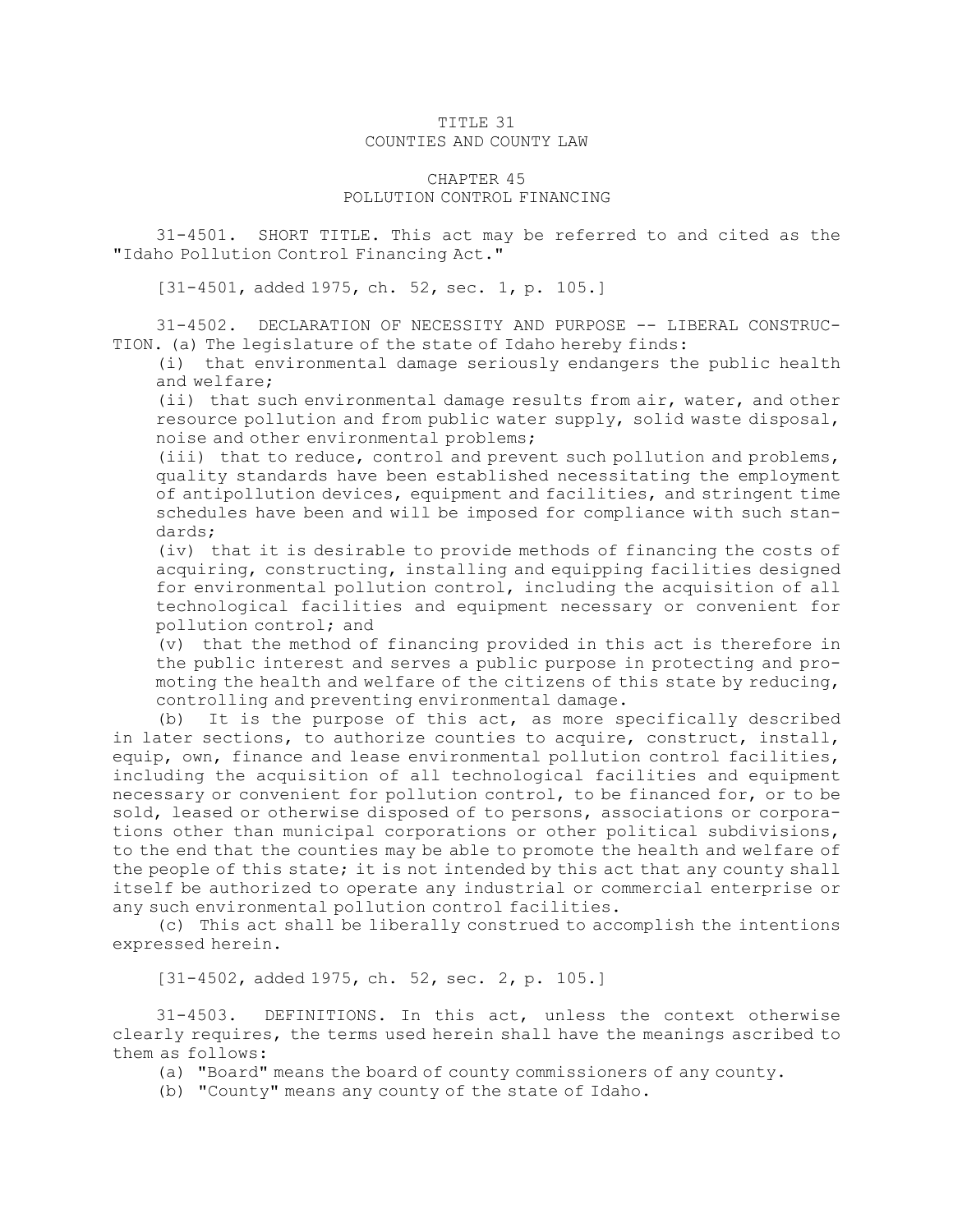# TITLE 31
# COUNTIES AND COUNTY LAW

## CHAPTER 45
## POLLUTION CONTROL FINANCING

31-4501. SHORT TITLE. This act may be referred to and cited as the "Idaho Pollution Control Financing Act."

[31-4501, added 1975, ch. 52, sec. 1, p. 105.]

31-4502. DECLARATION OF NECESSITY AND PURPOSE -- LIBERAL CONSTRUCTION. (a) The legislature of the state of Idaho hereby finds:

(i) that environmental damage seriously endangers the public health and welfare;

(ii) that such environmental damage results from air, water, and other resource pollution and from public water supply, solid waste disposal, noise and other environmental problems;

(iii) that to reduce, control and prevent such pollution and problems, quality standards have been established necessitating the employment of antipollution devices, equipment and facilities, and stringent time schedules have been and will be imposed for compliance with such standards;

(iv) that it is desirable to provide methods of financing the costs of acquiring, constructing, installing and equipping facilities designed for environmental pollution control, including the acquisition of all technological facilities and equipment necessary or convenient for pollution control; and

(v) that the method of financing provided in this act is therefore in the public interest and serves a public purpose in protecting and promoting the health and welfare of the citizens of this state by reducing, controlling and preventing environmental damage.

(b) It is the purpose of this act, as more specifically described in later sections, to authorize counties to acquire, construct, install, equip, own, finance and lease environmental pollution control facilities, including the acquisition of all technological facilities and equipment necessary or convenient for pollution control, to be financed for, or to be sold, leased or otherwise disposed of to persons, associations or corporations other than municipal corporations or other political subdivisions, to the end that the counties may be able to promote the health and welfare of the people of this state; it is not intended by this act that any county shall itself be authorized to operate any industrial or commercial enterprise or any such environmental pollution control facilities.

(c) This act shall be liberally construed to accomplish the intentions expressed herein.

[31-4502, added 1975, ch. 52, sec. 2, p. 105.]

31-4503. DEFINITIONS. In this act, unless the context otherwise clearly requires, the terms used herein shall have the meanings ascribed to them as follows:

(a) "Board" means the board of county commissioners of any county.

(b) "County" means any county of the state of Idaho.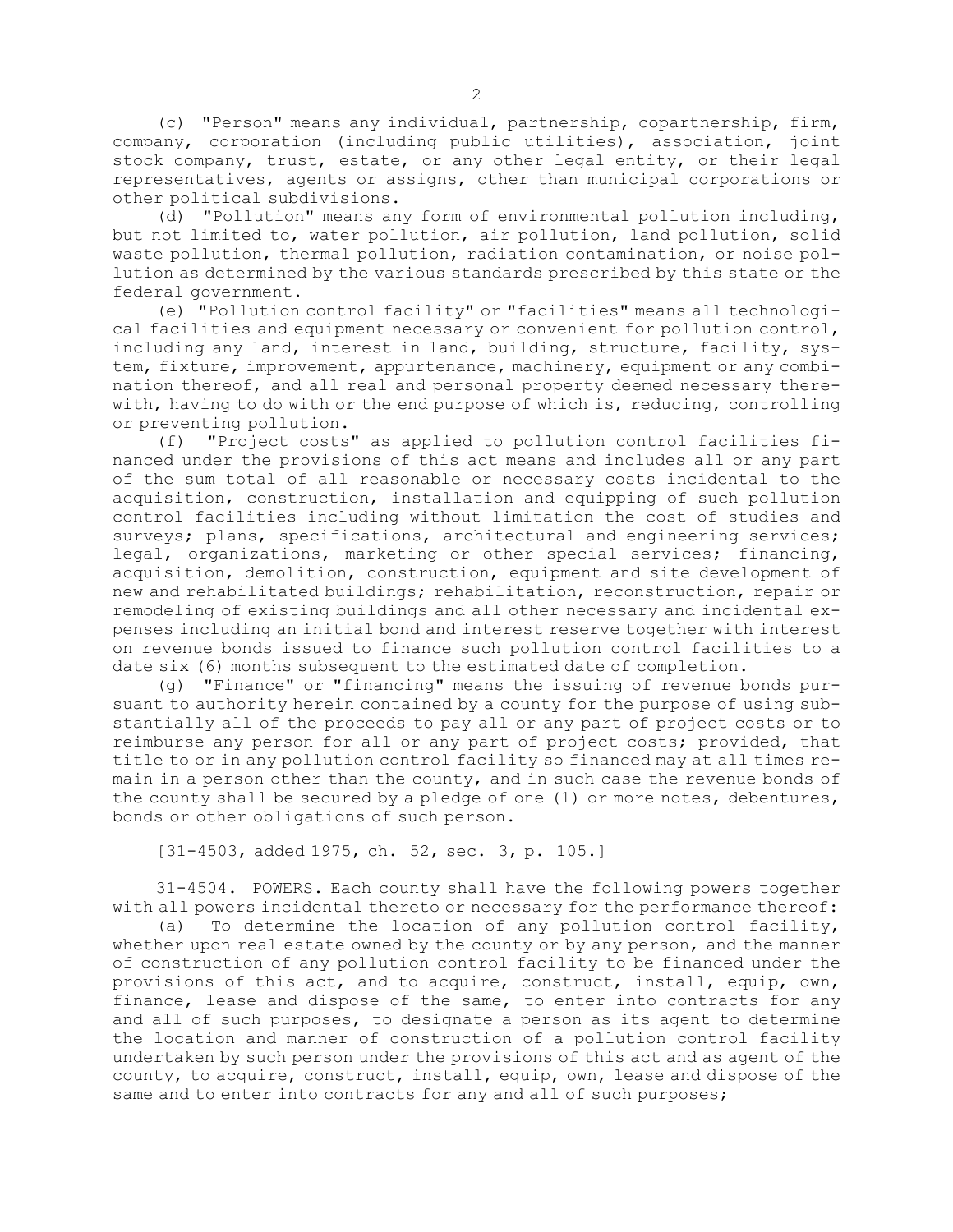(c) "Person" means any individual, partnership, copartnership, firm, company, corporation (including public utilities), association, joint stock company, trust, estate, or any other legal entity, or their legal representatives, agents or assigns, other than municipal corporations or other political subdivisions.

(d) "Pollution" means any form of environmental pollution including, but not limited to, water pollution, air pollution, land pollution, solid waste pollution, thermal pollution, radiation contamination, or noise pollution as determined by the various standards prescribed by this state or the federal government.

(e) "Pollution control facility" or "facilities" means all technological facilities and equipment necessary or convenient for pollution control, including any land, interest in land, building, structure, facility, system, fixture, improvement, appurtenance, machinery, equipment or any combination thereof, and all real and personal property deemed necessary therewith, having to do with or the end purpose of which is, reducing, controlling or preventing pollution.

(f) "Project costs" as applied to pollution control facilities financed under the provisions of this act means and includes all or any part of the sum total of all reasonable or necessary costs incidental to the acquisition, construction, installation and equipping of such pollution control facilities including without limitation the cost of studies and surveys; plans, specifications, architectural and engineering services; legal, organizations, marketing or other special services; financing, acquisition, demolition, construction, equipment and site development of new and rehabilitated buildings; rehabilitation, reconstruction, repair or remodeling of existing buildings and all other necessary and incidental expenses including an initial bond and interest reserve together with interest on revenue bonds issued to finance such pollution control facilities to a date six (6) months subsequent to the estimated date of completion.

(g) "Finance" or "financing" means the issuing of revenue bonds pursuant to authority herein contained by a county for the purpose of using substantially all of the proceeds to pay all or any part of project costs or to reimburse any person for all or any part of project costs; provided, that title to or in any pollution control facility so financed may at all times remain in a person other than the county, and in such case the revenue bonds of the county shall be secured by a pledge of one (1) or more notes, debentures, bonds or other obligations of such person.

[31-4503, added 1975, ch. 52, sec. 3, p. 105.]

31-4504. POWERS. Each county shall have the following powers together with all powers incidental thereto or necessary for the performance thereof:

(a) To determine the location of any pollution control facility, whether upon real estate owned by the county or by any person, and the manner of construction of any pollution control facility to be financed under the provisions of this act, and to acquire, construct, install, equip, own, finance, lease and dispose of the same, to enter into contracts for any and all of such purposes, to designate a person as its agent to determine the location and manner of construction of a pollution control facility undertaken by such person under the provisions of this act and as agent of the county, to acquire, construct, install, equip, own, lease and dispose of the same and to enter into contracts for any and all of such purposes;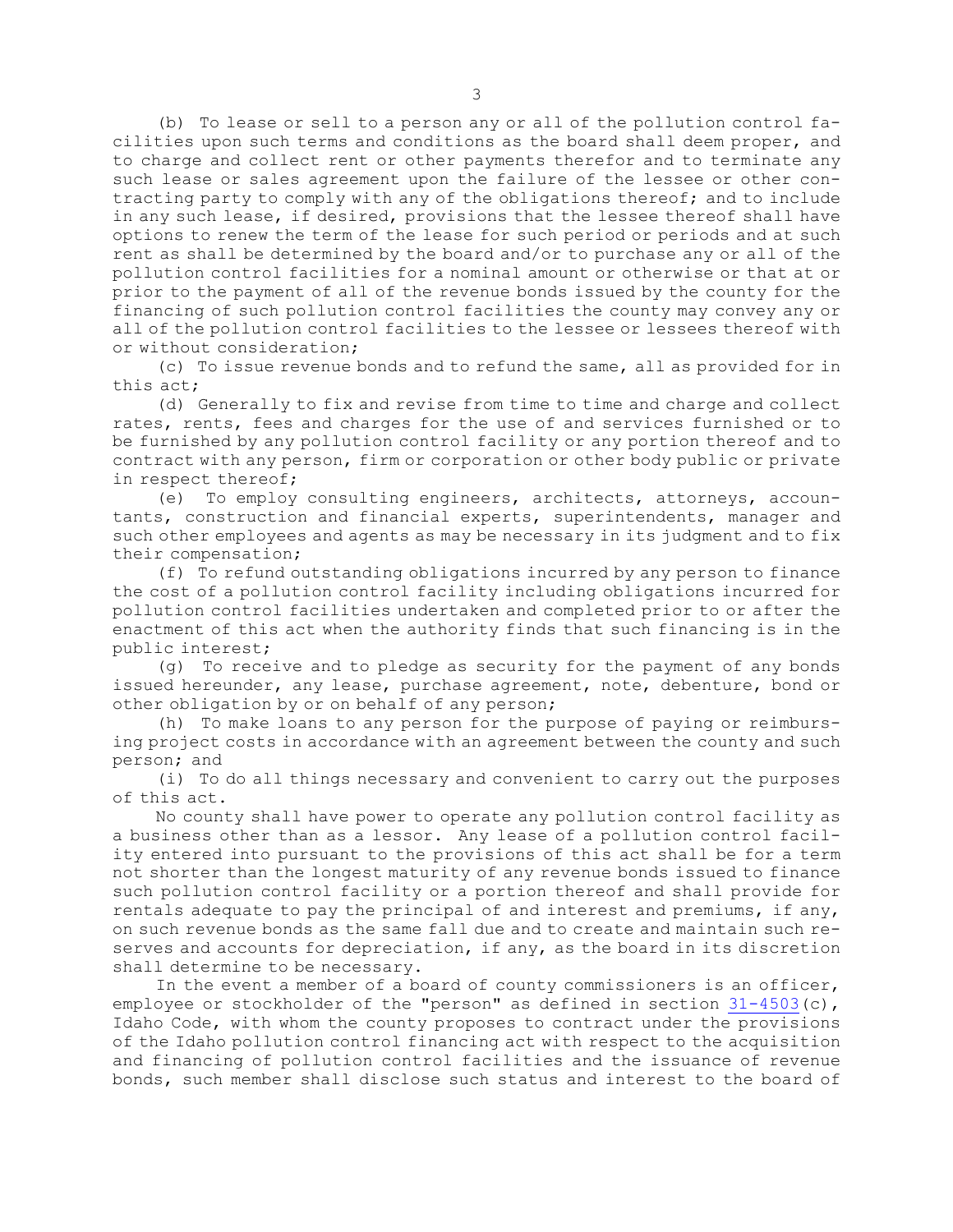(b) To lease or sell to a person any or all of the pollution control facilities upon such terms and conditions as the board shall deem proper, and to charge and collect rent or other payments therefor and to terminate any such lease or sales agreement upon the failure of the lessee or other contracting party to comply with any of the obligations thereof; and to include in any such lease, if desired, provisions that the lessee thereof shall have options to renew the term of the lease for such period or periods and at such rent as shall be determined by the board and/or to purchase any or all of the pollution control facilities for a nominal amount or otherwise or that at or prior to the payment of all of the revenue bonds issued by the county for the financing of such pollution control facilities the county may convey any or all of the pollution control facilities to the lessee or lessees thereof with or without consideration;

(c) To issue revenue bonds and to refund the same, all as provided for in this act;

(d) Generally to fix and revise from time to time and charge and collect rates, rents, fees and charges for the use of and services furnished or to be furnished by any pollution control facility or any portion thereof and to contract with any person, firm or corporation or other body public or private in respect thereof;

(e) To employ consulting engineers, architects, attorneys, accountants, construction and financial experts, superintendents, manager and such other employees and agents as may be necessary in its judgment and to fix their compensation;

(f) To refund outstanding obligations incurred by any person to finance the cost of a pollution control facility including obligations incurred for pollution control facilities undertaken and completed prior to or after the enactment of this act when the authority finds that such financing is in the public interest;

(g) To receive and to pledge as security for the payment of any bonds issued hereunder, any lease, purchase agreement, note, debenture, bond or other obligation by or on behalf of any person;

(h) To make loans to any person for the purpose of paying or reimbursing project costs in accordance with an agreement between the county and such person; and

(i) To do all things necessary and convenient to carry out the purposes of this act.

No county shall have power to operate any pollution control facility as a business other than as a lessor. Any lease of a pollution control facility entered into pursuant to the provisions of this act shall be for a term not shorter than the longest maturity of any revenue bonds issued to finance such pollution control facility or a portion thereof and shall provide for rentals adequate to pay the principal of and interest and premiums, if any, on such revenue bonds as the same fall due and to create and maintain such reserves and accounts for depreciation, if any, as the board in its discretion shall determine to be necessary.

In the event a member of a board of county commissioners is an officer, employee or stockholder of the "person" as defined in section 31-4503(c), Idaho Code, with whom the county proposes to contract under the provisions of the Idaho pollution control financing act with respect to the acquisition and financing of pollution control facilities and the issuance of revenue bonds, such member shall disclose such status and interest to the board of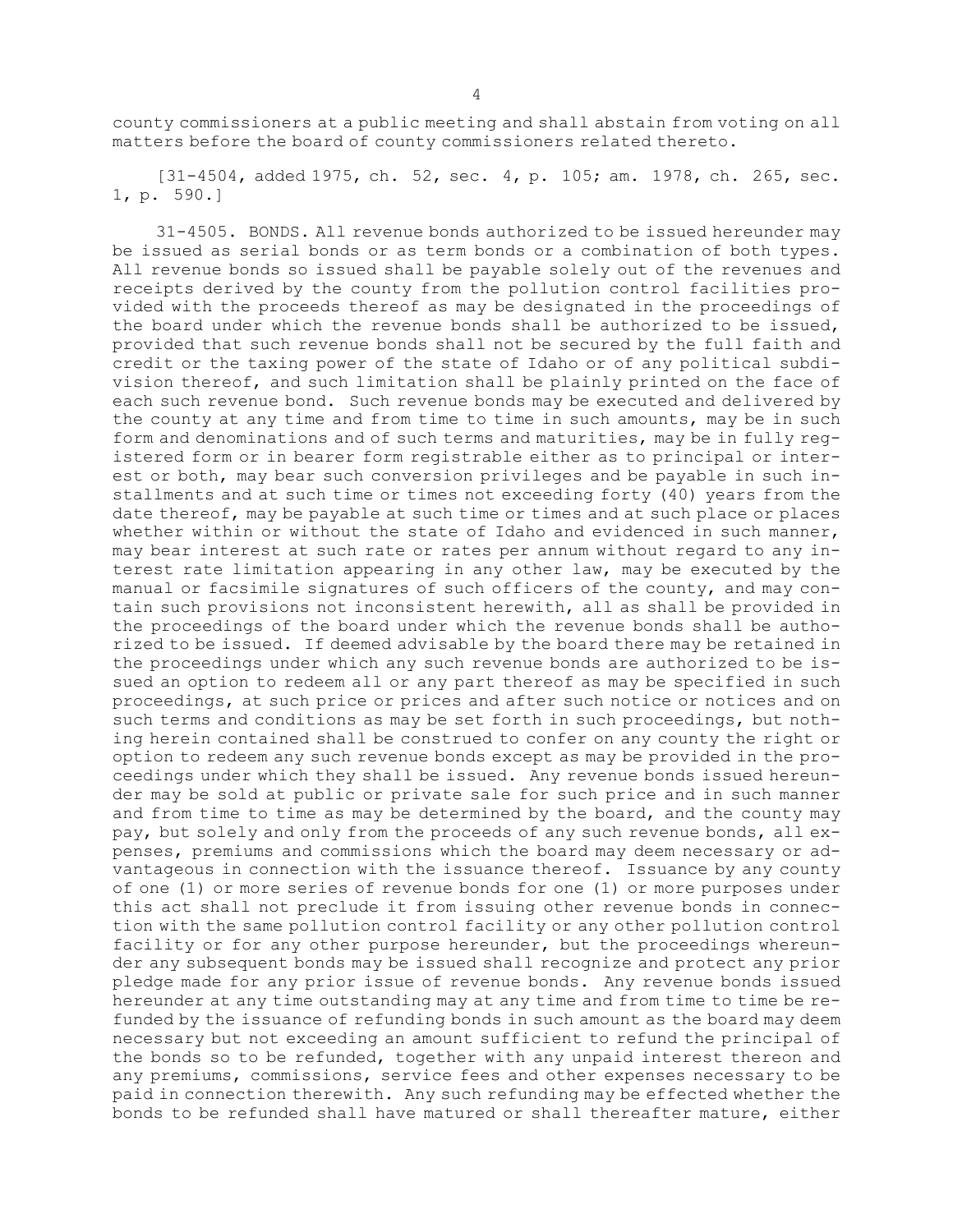county commissioners at a public meeting and shall abstain from voting on all matters before the board of county commissioners related thereto.

[31-4504, added 1975, ch. 52, sec. 4, p. 105; am. 1978, ch. 265, sec. 1, p. 590.]

31-4505. BONDS. All revenue bonds authorized to be issued hereunder may be issued as serial bonds or as term bonds or a combination of both types. All revenue bonds so issued shall be payable solely out of the revenues and receipts derived by the county from the pollution control facilities provided with the proceeds thereof as may be designated in the proceedings of the board under which the revenue bonds shall be authorized to be issued, provided that such revenue bonds shall not be secured by the full faith and credit or the taxing power of the state of Idaho or of any political subdivision thereof, and such limitation shall be plainly printed on the face of each such revenue bond. Such revenue bonds may be executed and delivered by the county at any time and from time to time in such amounts, may be in such form and denominations and of such terms and maturities, may be in fully registered form or in bearer form registrable either as to principal or interest or both, may bear such conversion privileges and be payable in such installments and at such time or times not exceeding forty (40) years from the date thereof, may be payable at such time or times and at such place or places whether within or without the state of Idaho and evidenced in such manner, may bear interest at such rate or rates per annum without regard to any interest rate limitation appearing in any other law, may be executed by the manual or facsimile signatures of such officers of the county, and may contain such provisions not inconsistent herewith, all as shall be provided in the proceedings of the board under which the revenue bonds shall be authorized to be issued. If deemed advisable by the board there may be retained in the proceedings under which any such revenue bonds are authorized to be issued an option to redeem all or any part thereof as may be specified in such proceedings, at such price or prices and after such notice or notices and on such terms and conditions as may be set forth in such proceedings, but nothing herein contained shall be construed to confer on any county the right or option to redeem any such revenue bonds except as may be provided in the proceedings under which they shall be issued. Any revenue bonds issued hereunder may be sold at public or private sale for such price and in such manner and from time to time as may be determined by the board, and the county may pay, but solely and only from the proceeds of any such revenue bonds, all expenses, premiums and commissions which the board may deem necessary or advantageous in connection with the issuance thereof. Issuance by any county of one (1) or more series of revenue bonds for one (1) or more purposes under this act shall not preclude it from issuing other revenue bonds in connection with the same pollution control facility or any other pollution control facility or for any other purpose hereunder, but the proceedings whereunder any subsequent bonds may be issued shall recognize and protect any prior pledge made for any prior issue of revenue bonds. Any revenue bonds issued hereunder at any time outstanding may at any time and from time to time be refunded by the issuance of refunding bonds in such amount as the board may deem necessary but not exceeding an amount sufficient to refund the principal of the bonds so to be refunded, together with any unpaid interest thereon and any premiums, commissions, service fees and other expenses necessary to be paid in connection therewith. Any such refunding may be effected whether the bonds to be refunded shall have matured or shall thereafter mature, either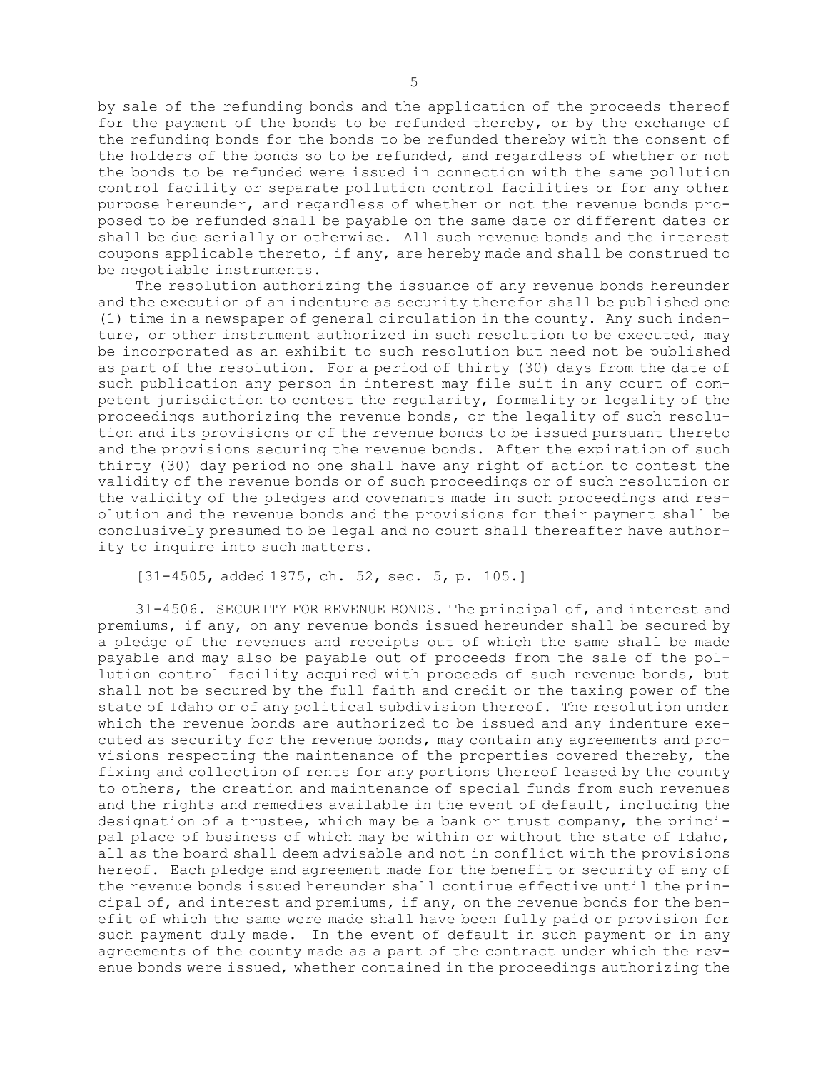by sale of the refunding bonds and the application of the proceeds thereof for the payment of the bonds to be refunded thereby, or by the exchange of the refunding bonds for the bonds to be refunded thereby with the consent of the holders of the bonds so to be refunded, and regardless of whether or not the bonds to be refunded were issued in connection with the same pollution control facility or separate pollution control facilities or for any other purpose hereunder, and regardless of whether or not the revenue bonds proposed to be refunded shall be payable on the same date or different dates or shall be due serially or otherwise. All such revenue bonds and the interest coupons applicable thereto, if any, are hereby made and shall be construed to be negotiable instruments.

The resolution authorizing the issuance of any revenue bonds hereunder and the execution of an indenture as security therefor shall be published one (1) time in a newspaper of general circulation in the county. Any such indenture, or other instrument authorized in such resolution to be executed, may be incorporated as an exhibit to such resolution but need not be published as part of the resolution. For a period of thirty (30) days from the date of such publication any person in interest may file suit in any court of competent jurisdiction to contest the regularity, formality or legality of the proceedings authorizing the revenue bonds, or the legality of such resolution and its provisions or of the revenue bonds to be issued pursuant thereto and the provisions securing the revenue bonds. After the expiration of such thirty (30) day period no one shall have any right of action to contest the validity of the revenue bonds or of such proceedings or of such resolution or the validity of the pledges and covenants made in such proceedings and resolution and the revenue bonds and the provisions for their payment shall be conclusively presumed to be legal and no court shall thereafter have authority to inquire into such matters.

[31-4505, added 1975, ch. 52, sec. 5, p. 105.]

31-4506. SECURITY FOR REVENUE BONDS. The principal of, and interest and premiums, if any, on any revenue bonds issued hereunder shall be secured by a pledge of the revenues and receipts out of which the same shall be made payable and may also be payable out of proceeds from the sale of the pollution control facility acquired with proceeds of such revenue bonds, but shall not be secured by the full faith and credit or the taxing power of the state of Idaho or of any political subdivision thereof. The resolution under which the revenue bonds are authorized to be issued and any indenture executed as security for the revenue bonds, may contain any agreements and provisions respecting the maintenance of the properties covered thereby, the fixing and collection of rents for any portions thereof leased by the county to others, the creation and maintenance of special funds from such revenues and the rights and remedies available in the event of default, including the designation of a trustee, which may be a bank or trust company, the principal place of business of which may be within or without the state of Idaho, all as the board shall deem advisable and not in conflict with the provisions hereof. Each pledge and agreement made for the benefit or security of any of the revenue bonds issued hereunder shall continue effective until the principal of, and interest and premiums, if any, on the revenue bonds for the benefit of which the same were made shall have been fully paid or provision for such payment duly made. In the event of default in such payment or in any agreements of the county made as a part of the contract under which the revenue bonds were issued, whether contained in the proceedings authorizing the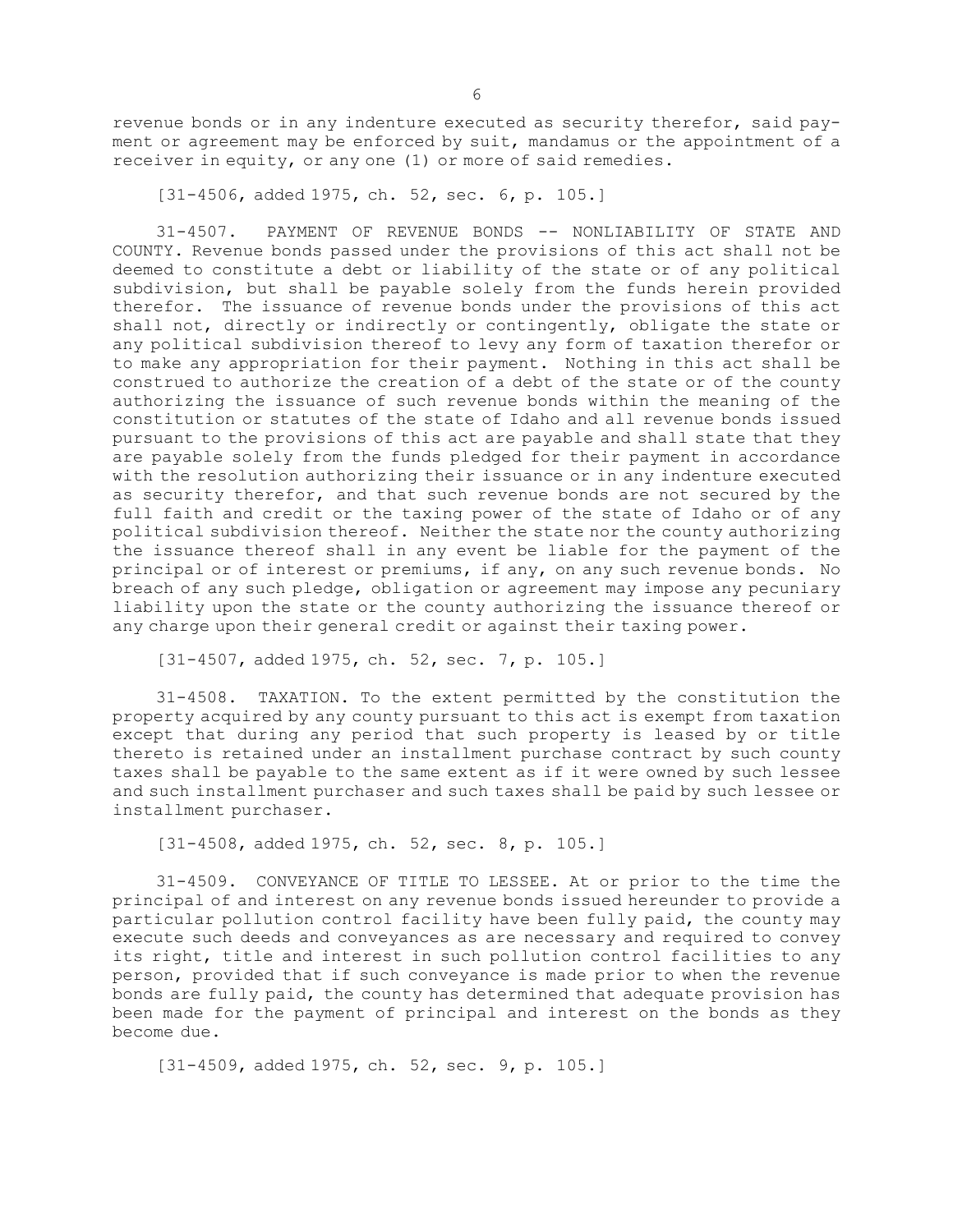revenue bonds or in any indenture executed as security therefor, said payment or agreement may be enforced by suit, mandamus or the appointment of a receiver in equity, or any one (1) or more of said remedies.

[31-4506, added 1975, ch. 52, sec. 6, p. 105.]

31-4507. PAYMENT OF REVENUE BONDS -- NONLIABILITY OF STATE AND COUNTY. Revenue bonds passed under the provisions of this act shall not be deemed to constitute a debt or liability of the state or of any political subdivision, but shall be payable solely from the funds herein provided therefor. The issuance of revenue bonds under the provisions of this act shall not, directly or indirectly or contingently, obligate the state or any political subdivision thereof to levy any form of taxation therefor or to make any appropriation for their payment. Nothing in this act shall be construed to authorize the creation of a debt of the state or of the county authorizing the issuance of such revenue bonds within the meaning of the constitution or statutes of the state of Idaho and all revenue bonds issued pursuant to the provisions of this act are payable and shall state that they are payable solely from the funds pledged for their payment in accordance with the resolution authorizing their issuance or in any indenture executed as security therefor, and that such revenue bonds are not secured by the full faith and credit or the taxing power of the state of Idaho or of any political subdivision thereof. Neither the state nor the county authorizing the issuance thereof shall in any event be liable for the payment of the principal or of interest or premiums, if any, on any such revenue bonds. No breach of any such pledge, obligation or agreement may impose any pecuniary liability upon the state or the county authorizing the issuance thereof or any charge upon their general credit or against their taxing power.

[31-4507, added 1975, ch. 52, sec. 7, p. 105.]

31-4508. TAXATION. To the extent permitted by the constitution the property acquired by any county pursuant to this act is exempt from taxation except that during any period that such property is leased by or title thereto is retained under an installment purchase contract by such county taxes shall be payable to the same extent as if it were owned by such lessee and such installment purchaser and such taxes shall be paid by such lessee or installment purchaser.

[31-4508, added 1975, ch. 52, sec. 8, p. 105.]

31-4509. CONVEYANCE OF TITLE TO LESSEE. At or prior to the time the principal of and interest on any revenue bonds issued hereunder to provide a particular pollution control facility have been fully paid, the county may execute such deeds and conveyances as are necessary and required to convey its right, title and interest in such pollution control facilities to any person, provided that if such conveyance is made prior to when the revenue bonds are fully paid, the county has determined that adequate provision has been made for the payment of principal and interest on the bonds as they become due.

[31-4509, added 1975, ch. 52, sec. 9, p. 105.]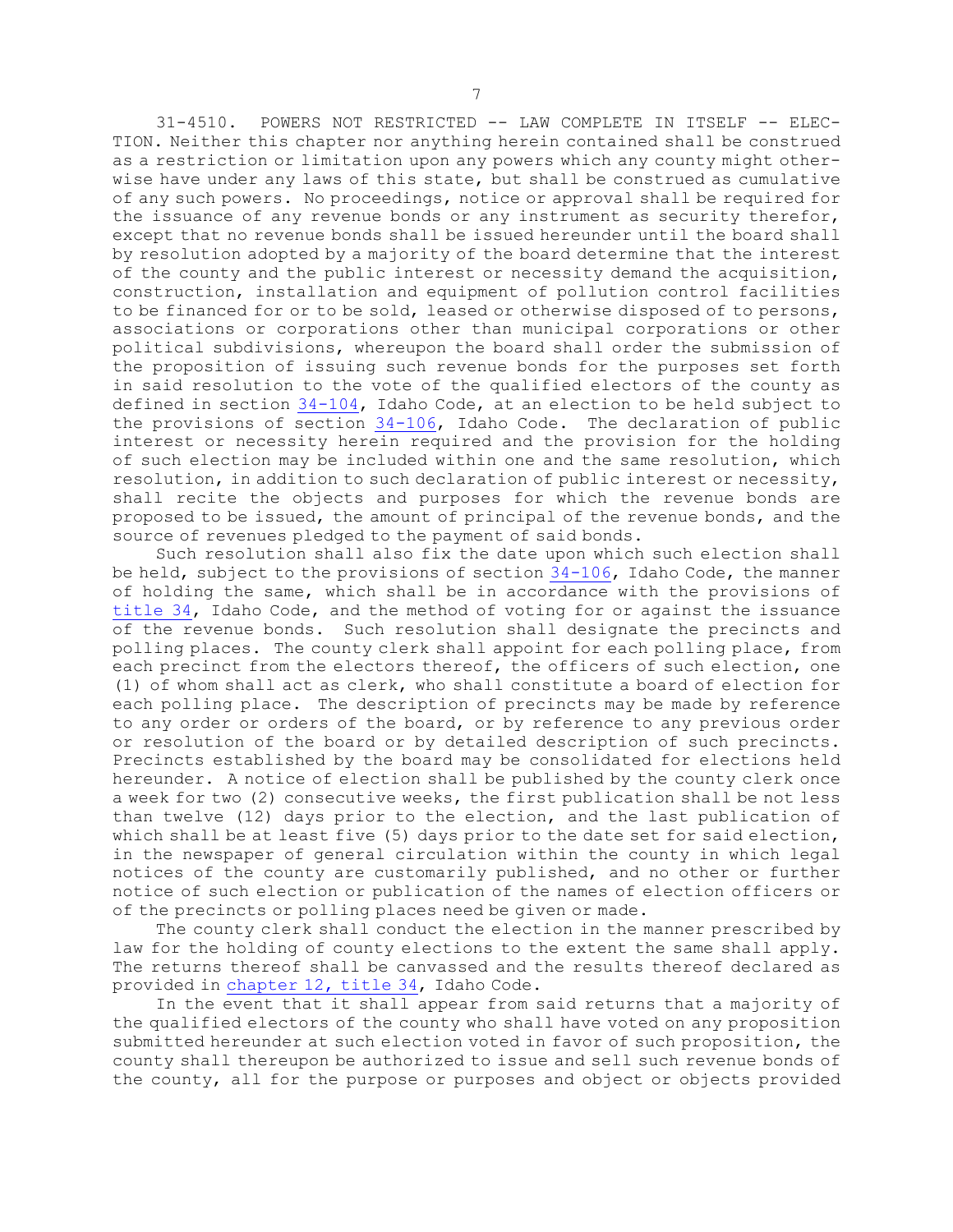31-4510. POWERS NOT RESTRICTED -- LAW COMPLETE IN ITSELF -- ELECTION. Neither this chapter nor anything herein contained shall be construed as a restriction or limitation upon any powers which any county might otherwise have under any laws of this state, but shall be construed as cumulative of any such powers. No proceedings, notice or approval shall be required for the issuance of any revenue bonds or any instrument as security therefor, except that no revenue bonds shall be issued hereunder until the board shall by resolution adopted by a majority of the board determine that the interest of the county and the public interest or necessity demand the acquisition, construction, installation and equipment of pollution control facilities to be financed for or to be sold, leased or otherwise disposed of to persons, associations or corporations other than municipal corporations or other political subdivisions, whereupon the board shall order the submission of the proposition of issuing such revenue bonds for the purposes set forth in said resolution to the vote of the qualified electors of the county as defined in section 34-104, Idaho Code, at an election to be held subject to the provisions of section 34-106, Idaho Code. The declaration of public interest or necessity herein required and the provision for the holding of such election may be included within one and the same resolution, which resolution, in addition to such declaration of public interest or necessity, shall recite the objects and purposes for which the revenue bonds are proposed to be issued, the amount of principal of the revenue bonds, and the source of revenues pledged to the payment of said bonds.

Such resolution shall also fix the date upon which such election shall be held, subject to the provisions of section 34-106, Idaho Code, the manner of holding the same, which shall be in accordance with the provisions of title 34, Idaho Code, and the method of voting for or against the issuance of the revenue bonds. Such resolution shall designate the precincts and polling places. The county clerk shall appoint for each polling place, from each precinct from the electors thereof, the officers of such election, one (1) of whom shall act as clerk, who shall constitute a board of election for each polling place. The description of precincts may be made by reference to any order or orders of the board, or by reference to any previous order or resolution of the board or by detailed description of such precincts. Precincts established by the board may be consolidated for elections held hereunder. A notice of election shall be published by the county clerk once a week for two (2) consecutive weeks, the first publication shall be not less than twelve (12) days prior to the election, and the last publication of which shall be at least five (5) days prior to the date set for said election, in the newspaper of general circulation within the county in which legal notices of the county are customarily published, and no other or further notice of such election or publication of the names of election officers or of the precincts or polling places need be given or made.

The county clerk shall conduct the election in the manner prescribed by law for the holding of county elections to the extent the same shall apply. The returns thereof shall be canvassed and the results thereof declared as provided in chapter 12, title 34, Idaho Code.

In the event that it shall appear from said returns that a majority of the qualified electors of the county who shall have voted on any proposition submitted hereunder at such election voted in favor of such proposition, the county shall thereupon be authorized to issue and sell such revenue bonds of the county, all for the purpose or purposes and object or objects provided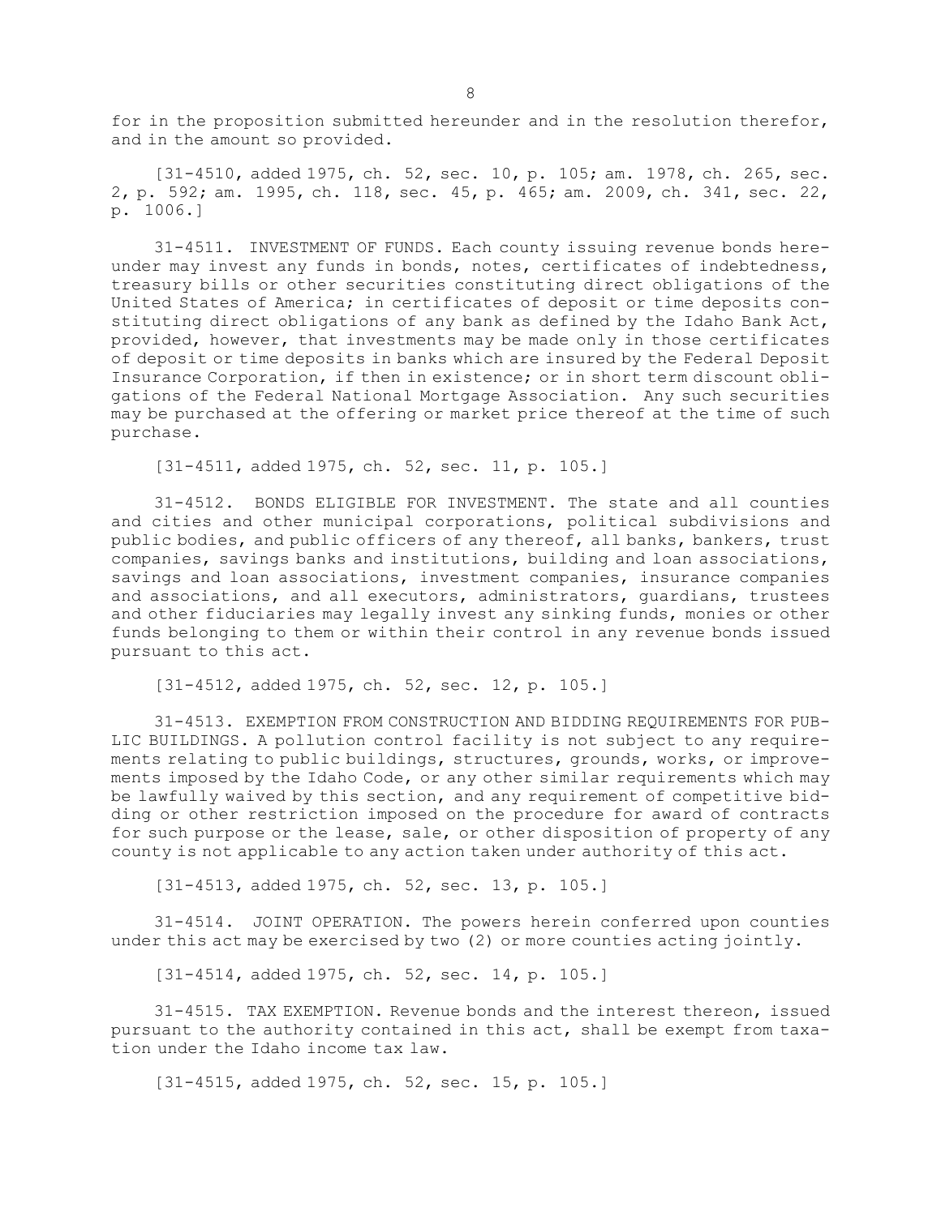for in the proposition submitted hereunder and in the resolution therefor, and in the amount so provided.

[31-4510, added 1975, ch. 52, sec. 10, p. 105; am. 1978, ch. 265, sec. 2, p. 592; am. 1995, ch. 118, sec. 45, p. 465; am. 2009, ch. 341, sec. 22, p. 1006.]

31-4511. INVESTMENT OF FUNDS. Each county issuing revenue bonds hereunder may invest any funds in bonds, notes, certificates of indebtedness, treasury bills or other securities constituting direct obligations of the United States of America; in certificates of deposit or time deposits constituting direct obligations of any bank as defined by the Idaho Bank Act, provided, however, that investments may be made only in those certificates of deposit or time deposits in banks which are insured by the Federal Deposit Insurance Corporation, if then in existence; or in short term discount obligations of the Federal National Mortgage Association. Any such securities may be purchased at the offering or market price thereof at the time of such purchase.

[31-4511, added 1975, ch. 52, sec. 11, p. 105.]

31-4512. BONDS ELIGIBLE FOR INVESTMENT. The state and all counties and cities and other municipal corporations, political subdivisions and public bodies, and public officers of any thereof, all banks, bankers, trust companies, savings banks and institutions, building and loan associations, savings and loan associations, investment companies, insurance companies and associations, and all executors, administrators, guardians, trustees and other fiduciaries may legally invest any sinking funds, monies or other funds belonging to them or within their control in any revenue bonds issued pursuant to this act.

[31-4512, added 1975, ch. 52, sec. 12, p. 105.]

31-4513. EXEMPTION FROM CONSTRUCTION AND BIDDING REQUIREMENTS FOR PUBLIC BUILDINGS. A pollution control facility is not subject to any requirements relating to public buildings, structures, grounds, works, or improvements imposed by the Idaho Code, or any other similar requirements which may be lawfully waived by this section, and any requirement of competitive bidding or other restriction imposed on the procedure for award of contracts for such purpose or the lease, sale, or other disposition of property of any county is not applicable to any action taken under authority of this act.

[31-4513, added 1975, ch. 52, sec. 13, p. 105.]

31-4514. JOINT OPERATION. The powers herein conferred upon counties under this act may be exercised by two (2) or more counties acting jointly.

[31-4514, added 1975, ch. 52, sec. 14, p. 105.]

31-4515. TAX EXEMPTION. Revenue bonds and the interest thereon, issued pursuant to the authority contained in this act, shall be exempt from taxation under the Idaho income tax law.

[31-4515, added 1975, ch. 52, sec. 15, p. 105.]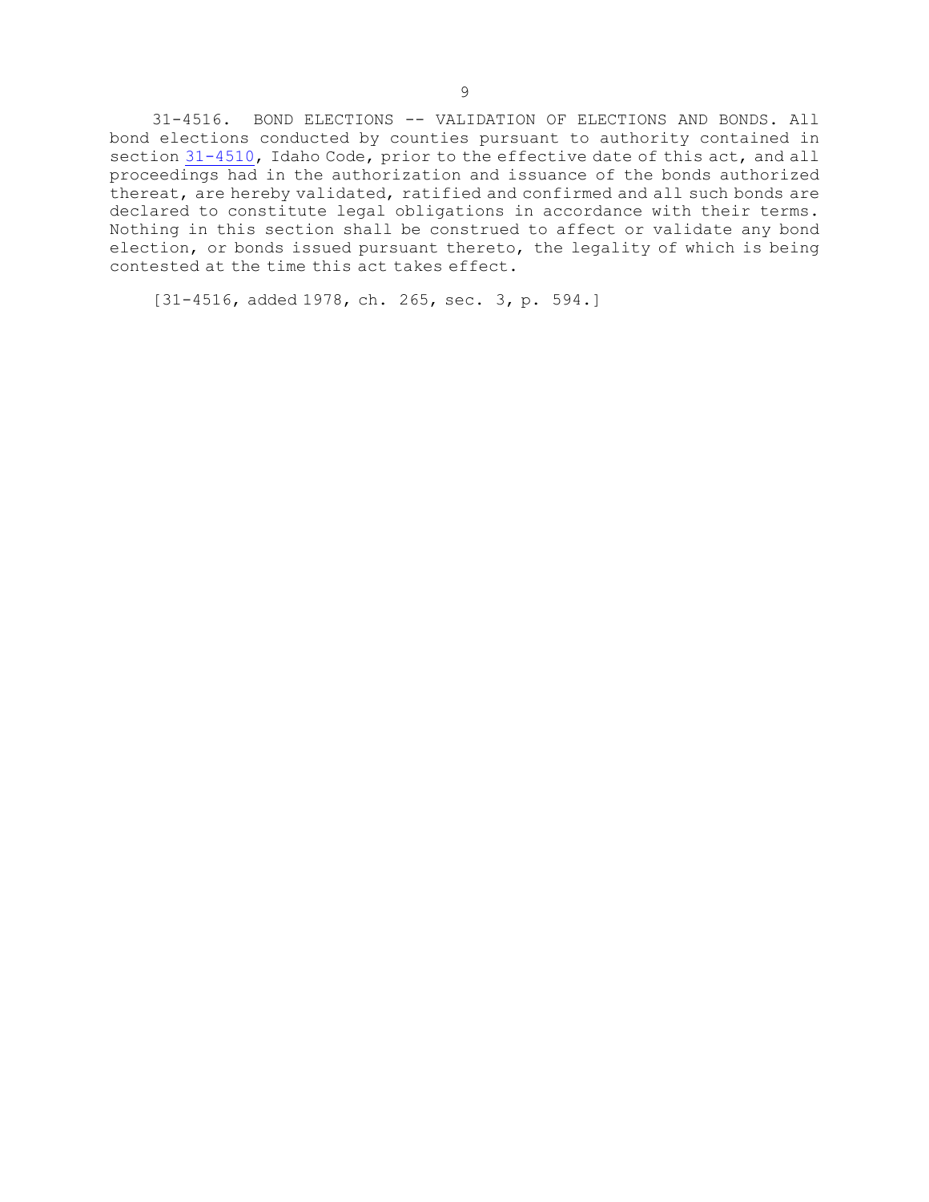31-4516. BOND ELECTIONS -- VALIDATION OF ELECTIONS AND BONDS. All bond elections conducted by counties pursuant to authority contained in section 31-4510, Idaho Code, prior to the effective date of this act, and all proceedings had in the authorization and issuance of the bonds authorized thereat, are hereby validated, ratified and confirmed and all such bonds are declared to constitute legal obligations in accordance with their terms. Nothing in this section shall be construed to affect or validate any bond election, or bonds issued pursuant thereto, the legality of which is being contested at the time this act takes effect.

[31-4516, added 1978, ch. 265, sec. 3, p. 594.]